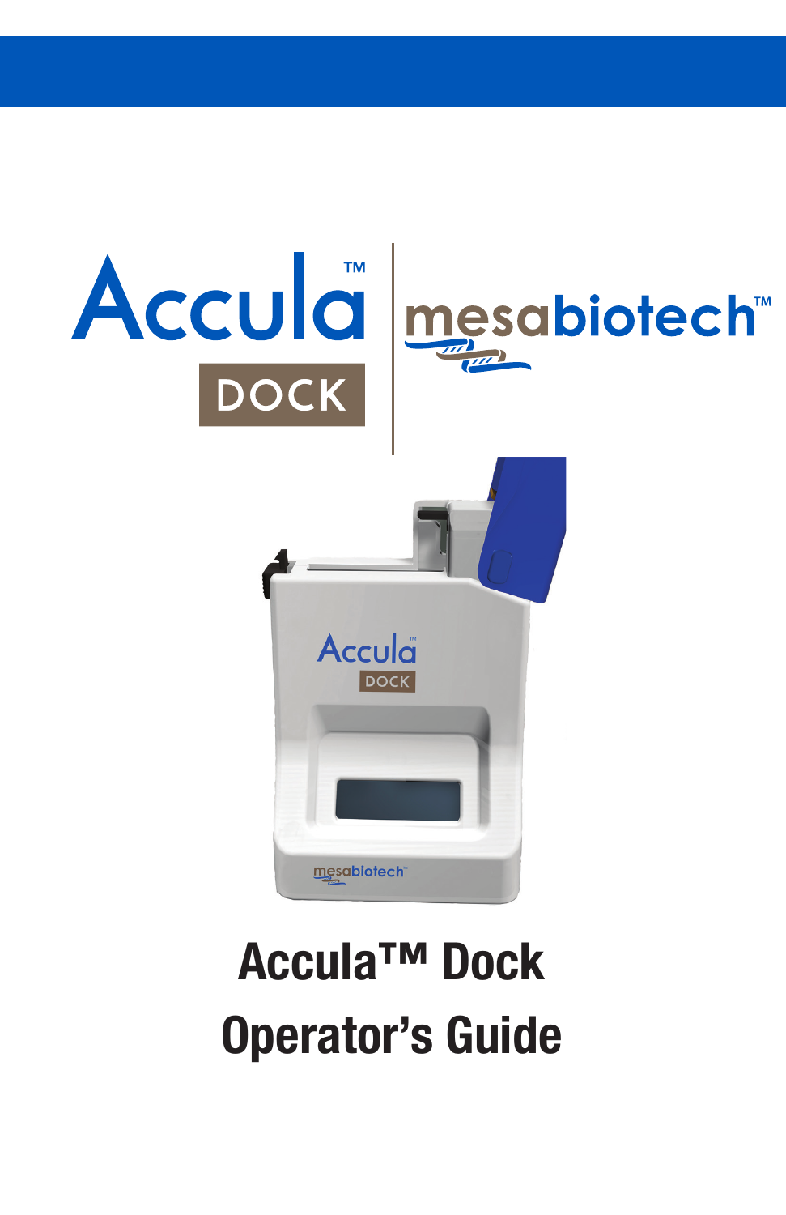# Accula™ Dock Operator's Guide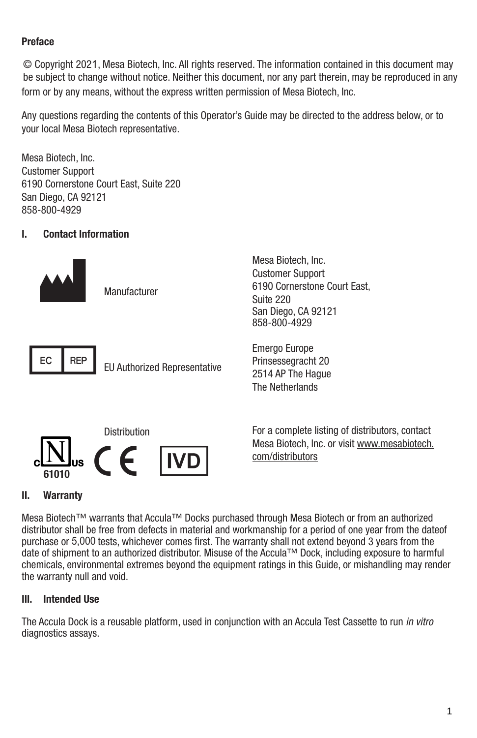**Preface**

© Copyright 2021, Mesa Biotech, Inc. All rights reserved. The information contained in this document may be subject to change without notice. Neither this document, nor any part therein, may be reproduced in any form or by any means, without the express written permission of Mesa Biotech, Inc.

Any questions regarding the contents of this Operator's Guide may be directed to the address below, or to your local Mesa Biotech representative.

Mesa Biotech, Inc.
Customer Support
6190 Cornerstone Court East, Suite 220
San Diego, CA 92121
858-800-4929

## I. Contact Information

| | |
|---|---|
| Manufacturer | Mesa Biotech, Inc.<br>Customer Support<br>6190 Cornerstone Court East,<br>Suite 220<br>San Diego, CA 92121<br>858-800-4929 |
| EC REP EU Authorized Representative | Emergo Europe<br>Prinsessegracht 20<br>2514 AP The Hague<br>The Netherlands |
| Distribution | For a complete listing of distributors, contact Mesa Biotech, Inc. or visit www.mesabiotech.com/distributors |

c N us 61010 CE IVD

## II. Warranty

Mesa Biotech™ warrants that Accula™ Docks purchased through Mesa Biotech or from an authorized distributor shall be free from defects in material and workmanship for a period of one year from the dateof purchase or 5,000 tests, whichever comes first. The warranty shall not extend beyond 3 years from the date of shipment to an authorized distributor. Misuse of the Accula™ Dock, including exposure to harmful chemicals, environmental extremes beyond the equipment ratings in this Guide, or mishandling may render the warranty null and void.

## III. Intended Use

The Accula Dock is a reusable platform, used in conjunction with an Accula Test Cassette to run *in vitro* diagnostics assays.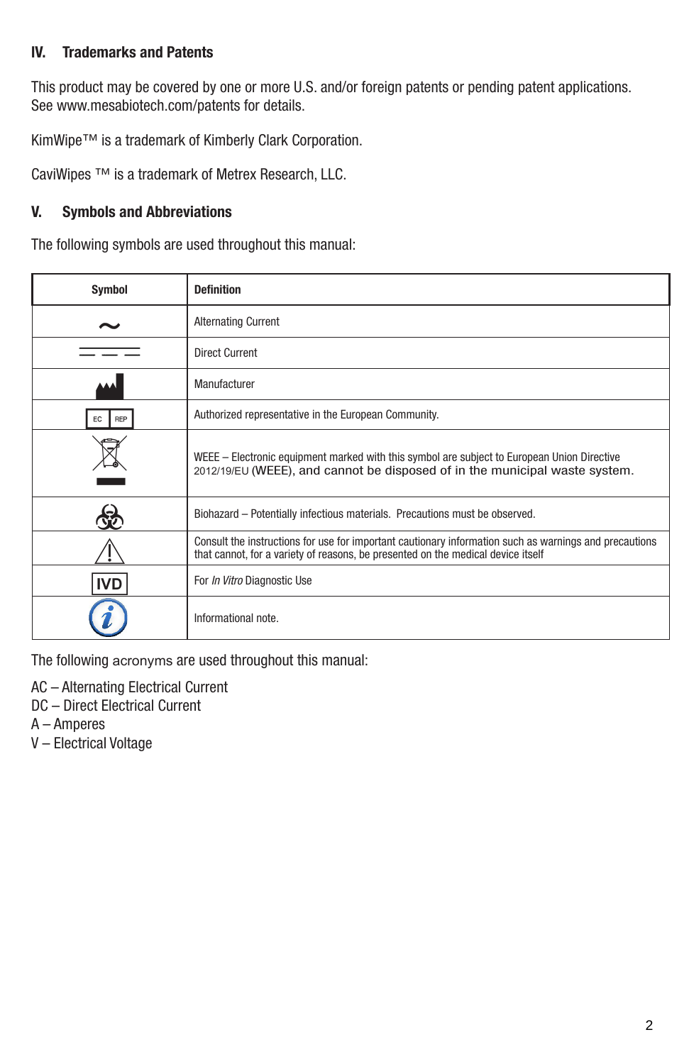## IV. Trademarks and Patents

This product may be covered by one or more U.S. and/or foreign patents or pending patent applications. See www.mesabiotech.com/patents for details.

KimWipe™ is a trademark of Kimberly Clark Corporation.

CaviWipes ™ is a trademark of Metrex Research, LLC.

## V. Symbols and Abbreviations

The following symbols are used throughout this manual:

| Symbol | Definition |
| --- | --- |
| ~ | Alternating Current |
| — — — | Direct Current |
|  | Manufacturer |
| EC REP | Authorized representative in the European Community. |
|  | WEEE – Electronic equipment marked with this symbol are subject to European Union Directive 2012/19/EU (WEEE), and cannot be disposed of in the municipal waste system. |
|  | Biohazard – Potentially infectious materials. Precautions must be observed. |
| ⚠ | Consult the instructions for use for important cautionary information such as warnings and precautions that cannot, for a variety of reasons, be presented on the medical device itself |
| IVD | For *In Vitro* Diagnostic Use |
| i | Informational note. |

The following acronyms are used throughout this manual:

AC – Alternating Electrical Current
DC – Direct Electrical Current
A – Amperes
V – Electrical Voltage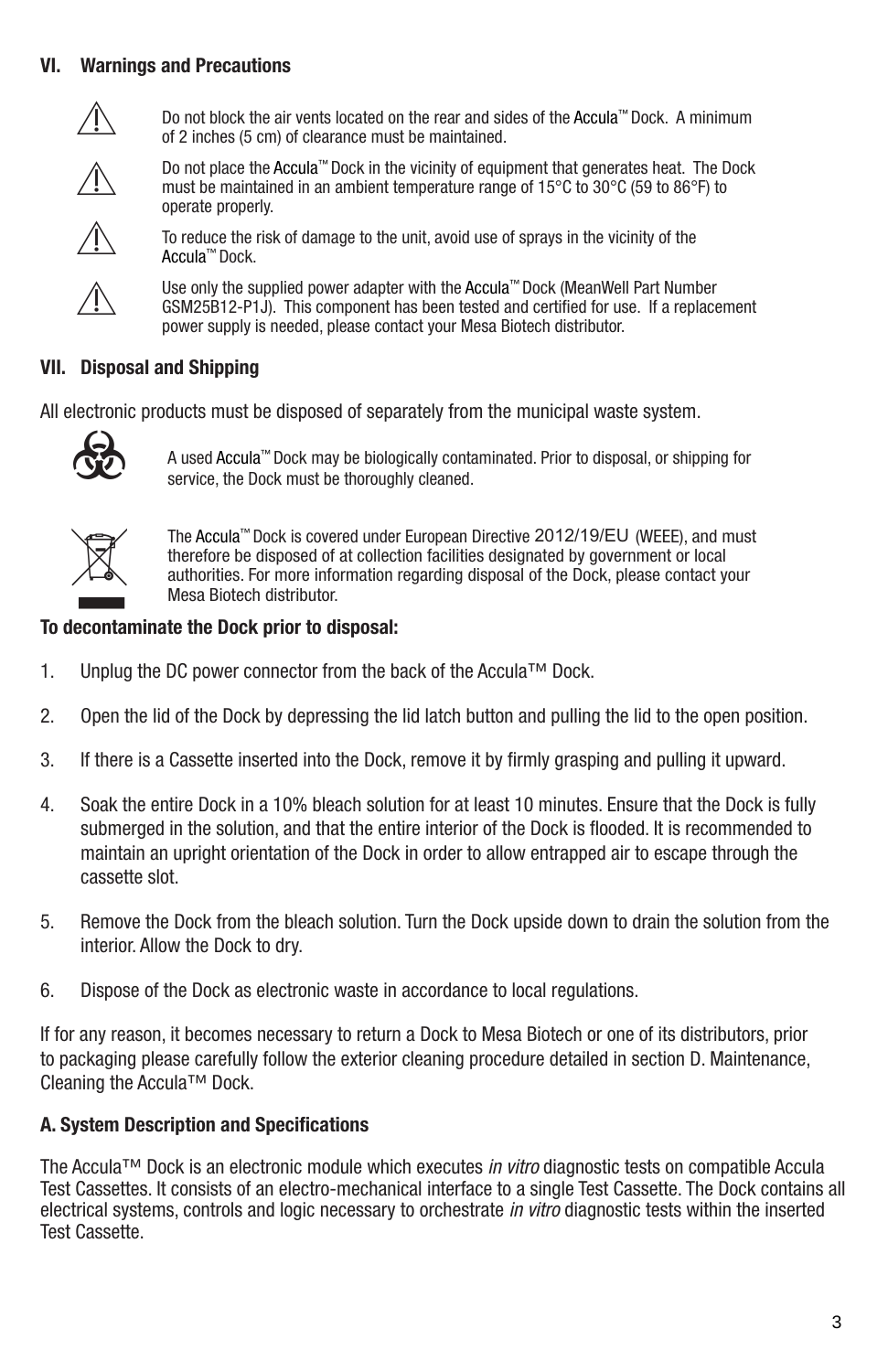### VI. Warnings and Precautions

Do not block the air vents located on the rear and sides of the Accula™ Dock. A minimum of 2 inches (5 cm) of clearance must be maintained.

Do not place the Accula™ Dock in the vicinity of equipment that generates heat. The Dock must be maintained in an ambient temperature range of 15°C to 30°C (59 to 86°F) to operate properly.

To reduce the risk of damage to the unit, avoid use of sprays in the vicinity of the Accula™ Dock.

Use only the supplied power adapter with the Accula™ Dock (MeanWell Part Number GSM25B12-P1J). This component has been tested and certified for use. If a replacement power supply is needed, please contact your Mesa Biotech distributor.

### VII. Disposal and Shipping

All electronic products must be disposed of separately from the municipal waste system.

A used Accula™ Dock may be biologically contaminated. Prior to disposal, or shipping for service, the Dock must be thoroughly cleaned.

The Accula™ Dock is covered under European Directive 2012/19/EU (WEEE), and must therefore be disposed of at collection facilities designated by government or local authorities. For more information regarding disposal of the Dock, please contact your Mesa Biotech distributor.

**To decontaminate the Dock prior to disposal:**

1. Unplug the DC power connector from the back of the Accula™ Dock.
2. Open the lid of the Dock by depressing the lid latch button and pulling the lid to the open position.
3. If there is a Cassette inserted into the Dock, remove it by firmly grasping and pulling it upward.
4. Soak the entire Dock in a 10% bleach solution for at least 10 minutes. Ensure that the Dock is fully submerged in the solution, and that the entire interior of the Dock is flooded. It is recommended to maintain an upright orientation of the Dock in order to allow entrapped air to escape through the cassette slot.
5. Remove the Dock from the bleach solution. Turn the Dock upside down to drain the solution from the interior. Allow the Dock to dry.
6. Dispose of the Dock as electronic waste in accordance to local regulations.

If for any reason, it becomes necessary to return a Dock to Mesa Biotech or one of its distributors, prior to packaging please carefully follow the exterior cleaning procedure detailed in section D. Maintenance, Cleaning the Accula™ Dock.

### A. System Description and Specifications

The Accula™ Dock is an electronic module which executes *in vitro* diagnostic tests on compatible Accula Test Cassettes. It consists of an electro-mechanical interface to a single Test Cassette. The Dock contains all electrical systems, controls and logic necessary to orchestrate *in vitro* diagnostic tests within the inserted Test Cassette.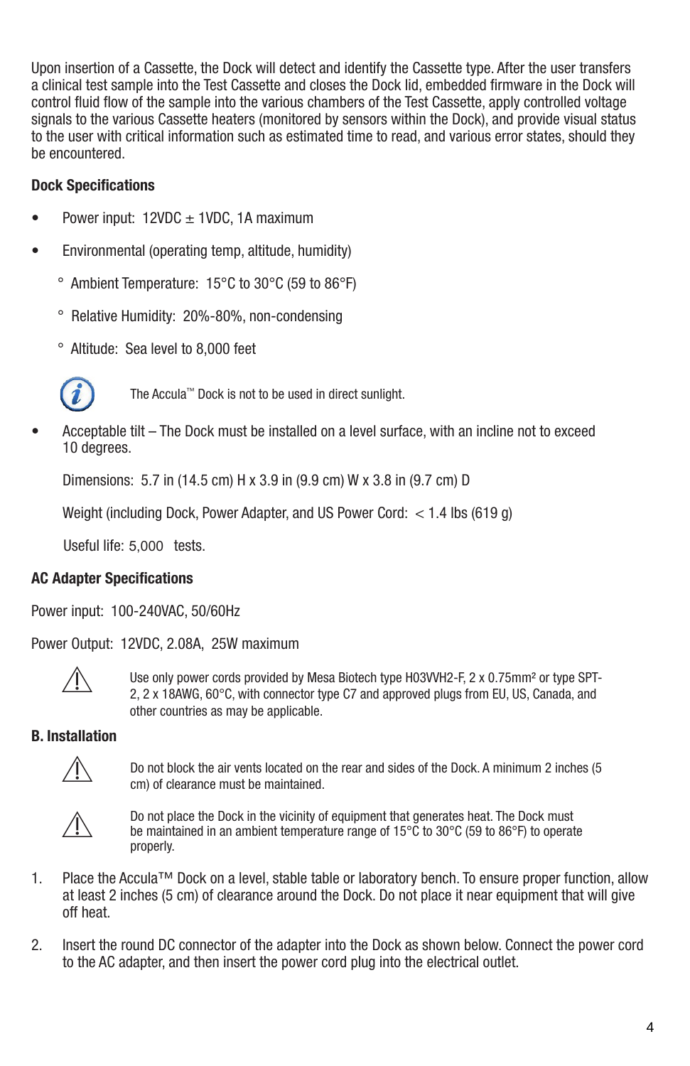Upon insertion of a Cassette, the Dock will detect and identify the Cassette type. After the user transfers a clinical test sample into the Test Cassette and closes the Dock lid, embedded firmware in the Dock will control fluid flow of the sample into the various chambers of the Test Cassette, apply controlled voltage signals to the various Cassette heaters (monitored by sensors within the Dock), and provide visual status to the user with critical information such as estimated time to read, and various error states, should they be encountered.

**Dock Specifications**

- Power input: 12VDC ± 1VDC, 1A maximum
- Environmental (operating temp, altitude, humidity)
  - Ambient Temperature: 15°C to 30°C (59 to 86°F)
  - Relative Humidity: 20%-80%, non-condensing
  - Altitude: Sea level to 8,000 feet

The Accula™ Dock is not to be used in direct sunlight.

- Acceptable tilt – The Dock must be installed on a level surface, with an incline not to exceed 10 degrees.

  Dimensions: 5.7 in (14.5 cm) H x 3.9 in (9.9 cm) W x 3.8 in (9.7 cm) D

  Weight (including Dock, Power Adapter, and US Power Cord: < 1.4 lbs (619 g)

  Useful life: 5,000 tests.

**AC Adapter Specifications**

Power input: 100-240VAC, 50/60Hz

Power Output: 12VDC, 2.08A, 25W maximum

Use only power cords provided by Mesa Biotech type H03VVH2-F, 2 x 0.75mm² or type SPT-2, 2 x 18AWG, 60°C, with connector type C7 and approved plugs from EU, US, Canada, and other countries as may be applicable.

**B. Installation**

Do not block the air vents located on the rear and sides of the Dock. A minimum 2 inches (5 cm) of clearance must be maintained.

Do not place the Dock in the vicinity of equipment that generates heat. The Dock must be maintained in an ambient temperature range of 15°C to 30°C (59 to 86°F) to operate properly.

1. Place the Accula™ Dock on a level, stable table or laboratory bench. To ensure proper function, allow at least 2 inches (5 cm) of clearance around the Dock. Do not place it near equipment that will give off heat.

2. Insert the round DC connector of the adapter into the Dock as shown below. Connect the power cord to the AC adapter, and then insert the power cord plug into the electrical outlet.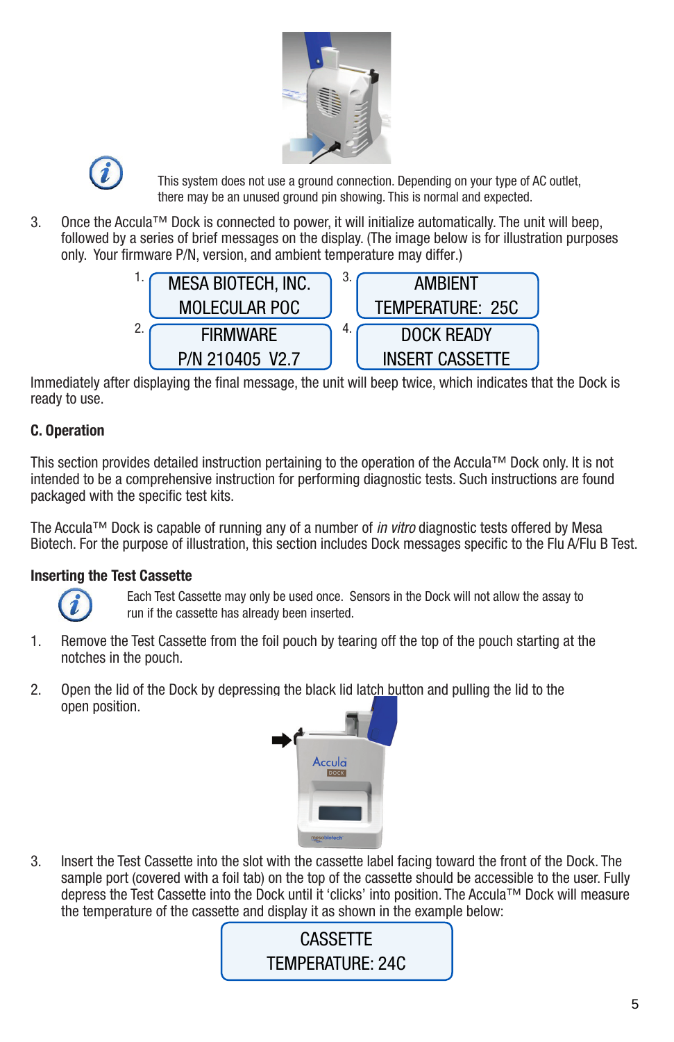This system does not use a ground connection. Depending on your type of AC outlet, there may be an unused ground pin showing. This is normal and expected.

3. Once the Accula™ Dock is connected to power, it will initialize automatically. The unit will beep, followed by a series of brief messages on the display. (The image below is for illustration purposes only. Your firmware P/N, version, and ambient temperature may differ.)

| | | | |
|---|---|---|---|
| 1. | MESA BIOTECH, INC.<br>MOLECULAR POC | 3. | AMBIENT<br>TEMPERATURE: 25C |
| 2. | FIRMWARE<br>P/N 210405 V2.7 | 4. | DOCK READY<br>INSERT CASSETTE |

Immediately after displaying the final message, the unit will beep twice, which indicates that the Dock is ready to use.

**C. Operation**

This section provides detailed instruction pertaining to the operation of the Accula™ Dock only. It is not intended to be a comprehensive instruction for performing diagnostic tests. Such instructions are found packaged with the specific test kits.

The Accula™ Dock is capable of running any of a number of *in vitro* diagnostic tests offered by Mesa Biotech. For the purpose of illustration, this section includes Dock messages specific to the Flu A/Flu B Test.

**Inserting the Test Cassette**

Each Test Cassette may only be used once. Sensors in the Dock will not allow the assay to run if the cassette has already been inserted.

1. Remove the Test Cassette from the foil pouch by tearing off the top of the pouch starting at the notches in the pouch.

2. Open the lid of the Dock by depressing the black lid latch button and pulling the lid to the open position.

3. Insert the Test Cassette into the slot with the cassette label facing toward the front of the Dock. The sample port (covered with a foil tab) on the top of the cassette should be accessible to the user. Fully depress the Test Cassette into the Dock until it 'clicks' into position. The Accula™ Dock will measure the temperature of the cassette and display it as shown in the example below:

| CASSETTE<br>TEMPERATURE: 24C |
|---|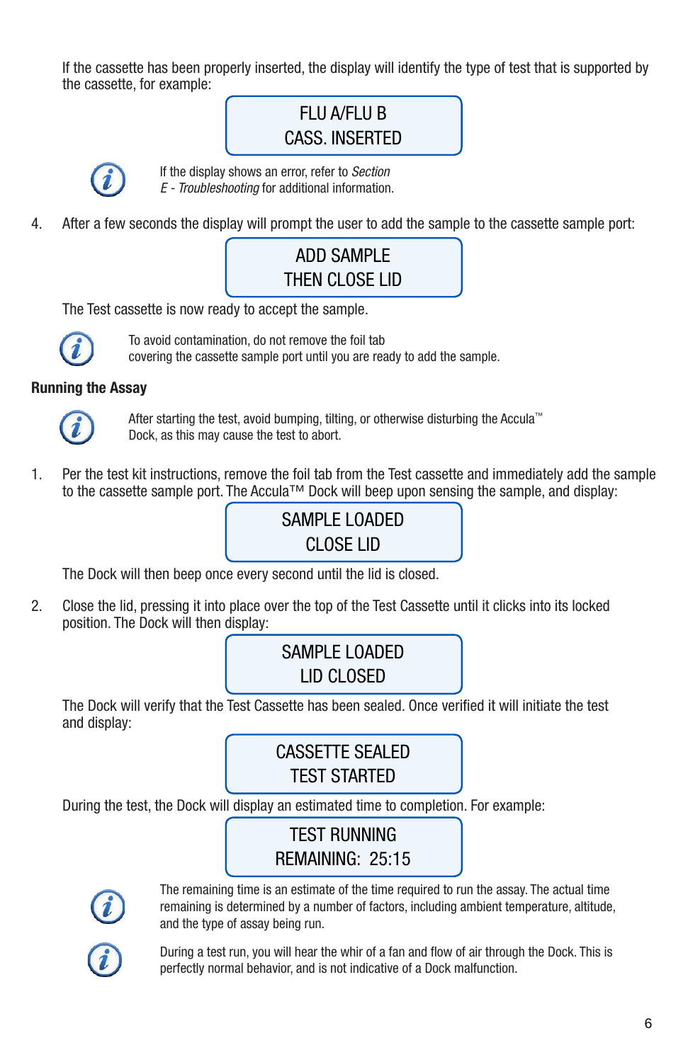If the cassette has been properly inserted, the display will identify the type of test that is supported by the cassette, for example:

```
FLU A/FLU B
CASS. INSERTED
```

If the display shows an error, refer to *Section E - Troubleshooting* for additional information.

4. After a few seconds the display will prompt the user to add the sample to the cassette sample port:

```
ADD SAMPLE
THEN CLOSE LID
```

The Test cassette is now ready to accept the sample.

To avoid contamination, do not remove the foil tab covering the cassette sample port until you are ready to add the sample.

**Running the Assay**

After starting the test, avoid bumping, tilting, or otherwise disturbing the Accula™ Dock, as this may cause the test to abort.

1. Per the test kit instructions, remove the foil tab from the Test cassette and immediately add the sample to the cassette sample port. The Accula™ Dock will beep upon sensing the sample, and display:

```
SAMPLE LOADED
CLOSE LID
```

The Dock will then beep once every second until the lid is closed.

2. Close the lid, pressing it into place over the top of the Test Cassette until it clicks into its locked position. The Dock will then display:

```
SAMPLE LOADED
LID CLOSED
```

The Dock will verify that the Test Cassette has been sealed. Once verified it will initiate the test and display:

```
CASSETTE SEALED
TEST STARTED
```

During the test, the Dock will display an estimated time to completion. For example:

```
TEST RUNNING
REMAINING:  25:15
```

The remaining time is an estimate of the time required to run the assay. The actual time remaining is determined by a number of factors, including ambient temperature, altitude, and the type of assay being run.

During a test run, you will hear the whir of a fan and flow of air through the Dock. This is perfectly normal behavior, and is not indicative of a Dock malfunction.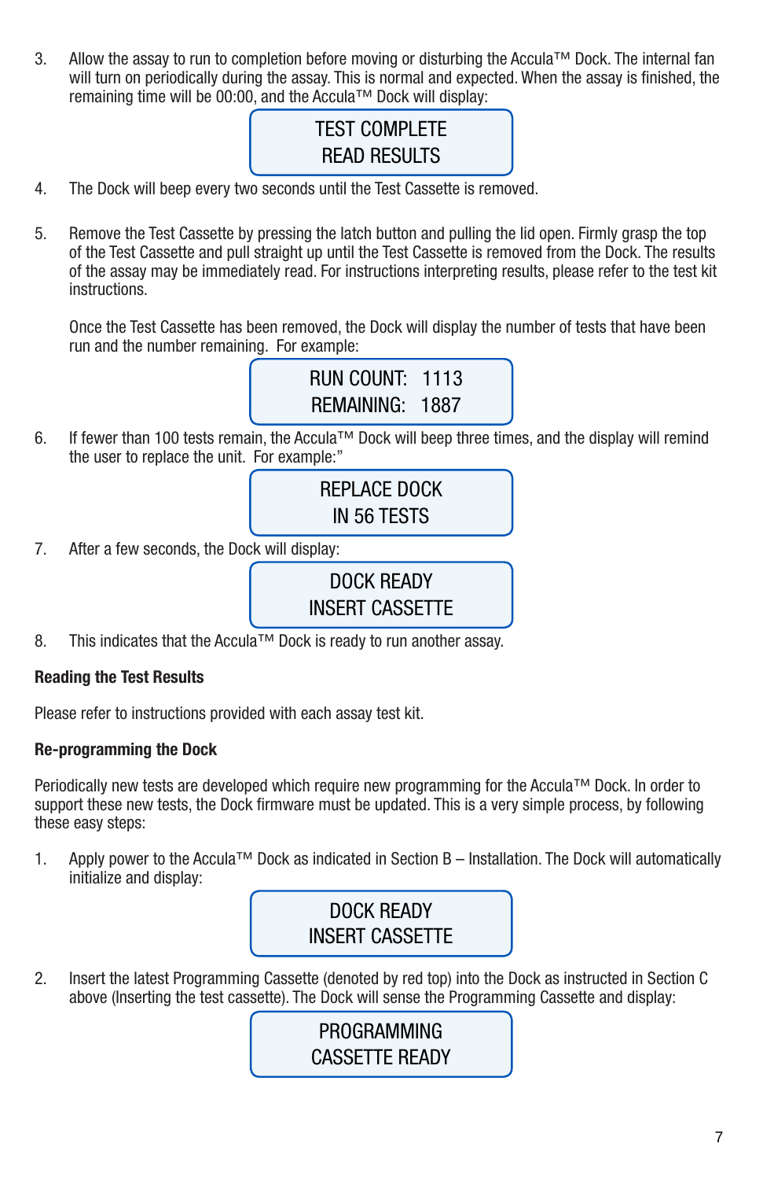3. Allow the assay to run to completion before moving or disturbing the Accula™ Dock. The internal fan will turn on periodically during the assay. This is normal and expected. When the assay is finished, the remaining time will be 00:00, and the Accula™ Dock will display:

```
TEST COMPLETE
READ RESULTS
```

4. The Dock will beep every two seconds until the Test Cassette is removed.

5. Remove the Test Cassette by pressing the latch button and pulling the lid open. Firmly grasp the top of the Test Cassette and pull straight up until the Test Cassette is removed from the Dock. The results of the assay may be immediately read. For instructions interpreting results, please refer to the test kit instructions.

   Once the Test Cassette has been removed, the Dock will display the number of tests that have been run and the number remaining. For example:

```
RUN COUNT:   1113
REMAINING:   1887
```

6. If fewer than 100 tests remain, the Accula™ Dock will beep three times, and the display will remind the user to replace the unit. For example:"

```
REPLACE DOCK
IN 56 TESTS
```

7. After a few seconds, the Dock will display:

```
DOCK READY
INSERT CASSETTE
```

8. This indicates that the Accula™ Dock is ready to run another assay.

**Reading the Test Results**

Please refer to instructions provided with each assay test kit.

**Re-programming the Dock**

Periodically new tests are developed which require new programming for the Accula™ Dock. In order to support these new tests, the Dock firmware must be updated. This is a very simple process, by following these easy steps:

1. Apply power to the Accula™ Dock as indicated in Section B – Installation. The Dock will automatically initialize and display:

```
DOCK READY
INSERT CASSETTE
```

2. Insert the latest Programming Cassette (denoted by red top) into the Dock as instructed in Section C above (Inserting the test cassette). The Dock will sense the Programming Cassette and display:

```
PROGRAMMING
CASSETTE READY
```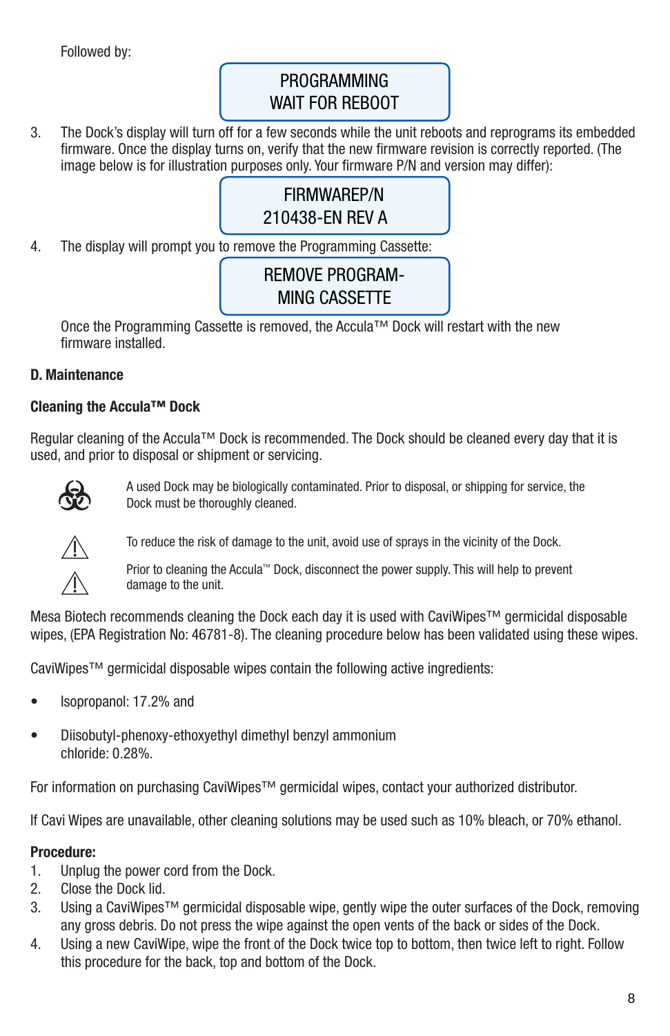Followed by:

```
PROGRAMMING
WAIT FOR REBOOT
```

3. The Dock's display will turn off for a few seconds while the unit reboots and reprograms its embedded firmware. Once the display turns on, verify that the new firmware revision is correctly reported. (The image below is for illustration purposes only. Your firmware P/N and version may differ):

```
FIRMWAREP/N
210438-EN REV A
```

4. The display will prompt you to remove the Programming Cassette:

```
REMOVE PROGRAM-
MING CASSETTE
```

Once the Programming Cassette is removed, the Accula™ Dock will restart with the new firmware installed.

## D. Maintenance

### Cleaning the Accula™ Dock

Regular cleaning of the Accula™ Dock is recommended. The Dock should be cleaned every day that it is used, and prior to disposal or shipment or servicing.

☣ A used Dock may be biologically contaminated. Prior to disposal, or shipping for service, the Dock must be thoroughly cleaned.

⚠ To reduce the risk of damage to the unit, avoid use of sprays in the vicinity of the Dock.

⚠ Prior to cleaning the Accula™ Dock, disconnect the power supply. This will help to prevent damage to the unit.

Mesa Biotech recommends cleaning the Dock each day it is used with CaviWipes™ germicidal disposable wipes, (EPA Registration No: 46781-8). The cleaning procedure below has been validated using these wipes.

CaviWipes™ germicidal disposable wipes contain the following active ingredients:

- Isopropanol: 17.2% and
- Diisobutyl-phenoxy-ethoxyethyl dimethyl benzyl ammonium chloride: 0.28%.

For information on purchasing CaviWipes™ germicidal wipes, contact your authorized distributor.

If Cavi Wipes are unavailable, other cleaning solutions may be used such as 10% bleach, or 70% ethanol.

**Procedure:**

1. Unplug the power cord from the Dock.
2. Close the Dock lid.
3. Using a CaviWipes™ germicidal disposable wipe, gently wipe the outer surfaces of the Dock, removing any gross debris. Do not press the wipe against the open vents of the back or sides of the Dock.
4. Using a new CaviWipe, wipe the front of the Dock twice top to bottom, then twice left to right. Follow this procedure for the back, top and bottom of the Dock.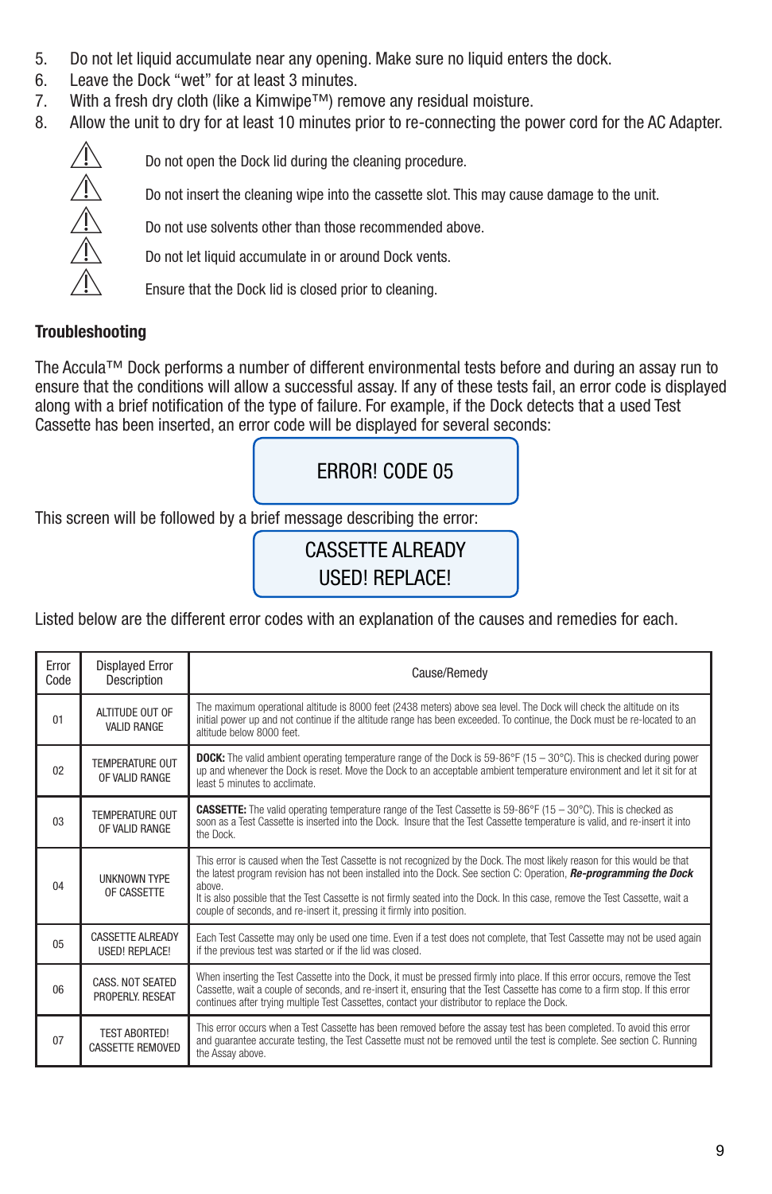5. Do not let liquid accumulate near any opening. Make sure no liquid enters the dock.
6. Leave the Dock "wet" for at least 3 minutes.
7. With a fresh dry cloth (like a Kimwipe™) remove any residual moisture.
8. Allow the unit to dry for at least 10 minutes prior to re-connecting the power cord for the AC Adapter.

⚠ Do not open the Dock lid during the cleaning procedure.

⚠ Do not insert the cleaning wipe into the cassette slot. This may cause damage to the unit.

⚠ Do not use solvents other than those recommended above.

⚠ Do not let liquid accumulate in or around Dock vents.

⚠ Ensure that the Dock lid is closed prior to cleaning.

## Troubleshooting

The Accula™ Dock performs a number of different environmental tests before and during an assay run to ensure that the conditions will allow a successful assay. If any of these tests fail, an error code is displayed along with a brief notification of the type of failure. For example, if the Dock detects that a used Test Cassette has been inserted, an error code will be displayed for several seconds:

```
ERROR! CODE 05
```

This screen will be followed by a brief message describing the error:

```
CASSETTE ALREADY
USED! REPLACE!
```

Listed below are the different error codes with an explanation of the causes and remedies for each.

| Error Code | Displayed Error Description | Cause/Remedy |
|---|---|---|
| 01 | ALTITUDE OUT OF VALID RANGE | The maximum operational altitude is 8000 feet (2438 meters) above sea level. The Dock will check the altitude on its initial power up and not continue if the altitude range has been exceeded. To continue, the Dock must be re-located to an altitude below 8000 feet. |
| 02 | TEMPERATURE OUT OF VALID RANGE | **DOCK:** The valid ambient operating temperature range of the Dock is 59-86°F (15 – 30°C). This is checked during power up and whenever the Dock is reset. Move the Dock to an acceptable ambient temperature environment and let it sit for at least 5 minutes to acclimate. |
| 03 | TEMPERATURE OUT OF VALID RANGE | **CASSETTE:** The valid operating temperature range of the Test Cassette is 59-86°F (15 – 30°C). This is checked as soon as a Test Cassette is inserted into the Dock. Insure that the Test Cassette temperature is valid, and re-insert it into the Dock. |
| 04 | UNKNOWN TYPE OF CASSETTE | This error is caused when the Test Cassette is not recognized by the Dock. The most likely reason for this would be that the latest program revision has not been installed into the Dock. See section C: Operation, ***Re-programming the Dock*** above.<br>It is also possible that the Test Cassette is not firmly seated into the Dock. In this case, remove the Test Cassette, wait a couple of seconds, and re-insert it, pressing it firmly into position. |
| 05 | CASSETTE ALREADY USED! REPLACE! | Each Test Cassette may only be used one time. Even if a test does not complete, that Test Cassette may not be used again if the previous test was started or if the lid was closed. |
| 06 | CASS. NOT SEATED PROPERLY. RESEAT | When inserting the Test Cassette into the Dock, it must be pressed firmly into place. If this error occurs, remove the Test Cassette, wait a couple of seconds, and re-insert it, ensuring that the Test Cassette has come to a firm stop. If this error continues after trying multiple Test Cassettes, contact your distributor to replace the Dock. |
| 07 | TEST ABORTED! CASSETTE REMOVED | This error occurs when a Test Cassette has been removed before the assay test has been completed. To avoid this error and guarantee accurate testing, the Test Cassette must not be removed until the test is complete. See section C. Running the Assay above. |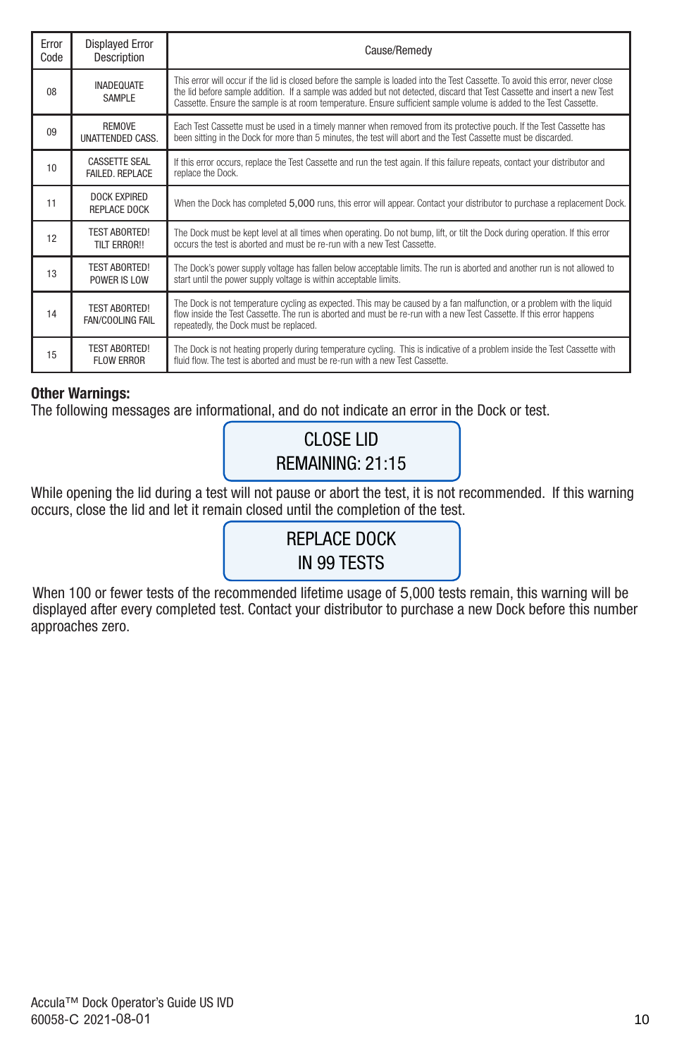| Error Code | Displayed Error Description | Cause/Remedy |
| --- | --- | --- |
| 08 | INADEQUATE SAMPLE | This error will occur if the lid is closed before the sample is loaded into the Test Cassette. To avoid this error, never close the lid before sample addition. If a sample was added but not detected, discard that Test Cassette and insert a new Test Cassette. Ensure the sample is at room temperature. Ensure sufficient sample volume is added to the Test Cassette. |
| 09 | REMOVE UNATTENDED CASS. | Each Test Cassette must be used in a timely manner when removed from its protective pouch. If the Test Cassette has been sitting in the Dock for more than 5 minutes, the test will abort and the Test Cassette must be discarded. |
| 10 | CASSETTE SEAL FAILED. REPLACE | If this error occurs, replace the Test Cassette and run the test again. If this failure repeats, contact your distributor and replace the Dock. |
| 11 | DOCK EXPIRED REPLACE DOCK | When the Dock has completed 5,000 runs, this error will appear. Contact your distributor to purchase a replacement Dock. |
| 12 | TEST ABORTED! TILT ERROR!! | The Dock must be kept level at all times when operating. Do not bump, lift, or tilt the Dock during operation. If this error occurs the test is aborted and must be re-run with a new Test Cassette. |
| 13 | TEST ABORTED! POWER IS LOW | The Dock's power supply voltage has fallen below acceptable limits. The run is aborted and another run is not allowed to start until the power supply voltage is within acceptable limits. |
| 14 | TEST ABORTED! FAN/COOLING FAIL | The Dock is not temperature cycling as expected. This may be caused by a fan malfunction, or a problem with the liquid flow inside the Test Cassette. The run is aborted and must be re-run with a new Test Cassette. If this error happens repeatedly, the Dock must be replaced. |
| 15 | TEST ABORTED! FLOW ERROR | The Dock is not heating properly during temperature cycling. This is indicative of a problem inside the Test Cassette with fluid flow. The test is aborted and must be re-run with a new Test Cassette. |

**Other Warnings:**

The following messages are informational, and do not indicate an error in the Dock or test.

CLOSE LID
REMAINING: 21:15

While opening the lid during a test will not pause or abort the test, it is not recommended. If this warning occurs, close the lid and let it remain closed until the completion of the test.

REPLACE DOCK
IN 99 TESTS

When 100 or fewer tests of the recommended lifetime usage of 5,000 tests remain, this warning will be displayed after every completed test. Contact your distributor to purchase a new Dock before this number approaches zero.

Accula™ Dock Operator's Guide US IVD
60058-C 2021-08-01